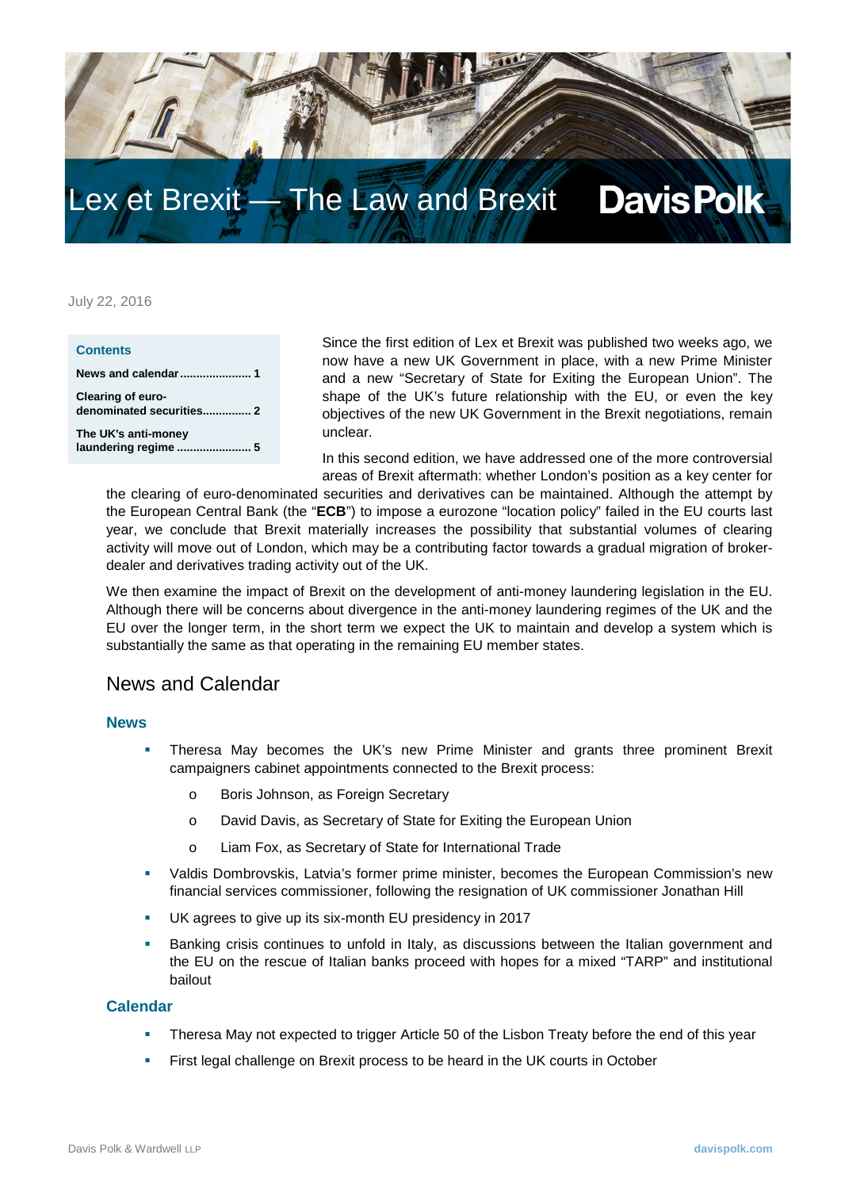# Lex et Brexit — The Law and Brexit

**Davis Polk**

July 22, 2016

**Contents**

- News and calendar ..................... 1
- Clearing of euro-denominated securities.............. 2
- The UK's anti-money laundering regime ...................... 5

Since the first edition of Lex et Brexit was published two weeks ago, we now have a new UK Government in place, with a new Prime Minister and a new "Secretary of State for Exiting the European Union". The shape of the UK's future relationship with the EU, or even the key objectives of the new UK Government in the Brexit negotiations, remain unclear.

In this second edition, we have addressed one of the more controversial areas of Brexit aftermath: whether London's position as a key center for the clearing of euro-denominated securities and derivatives can be maintained. Although the attempt by the European Central Bank (the "**ECB**") to impose a eurozone "location policy" failed in the EU courts last year, we conclude that Brexit materially increases the possibility that substantial volumes of clearing activity will move out of London, which may be a contributing factor towards a gradual migration of broker-dealer and derivatives trading activity out of the UK.

We then examine the impact of Brexit on the development of anti-money laundering legislation in the EU. Although there will be concerns about divergence in the anti-money laundering regimes of the UK and the EU over the longer term, in the short term we expect the UK to maintain and develop a system which is substantially the same as that operating in the remaining EU member states.

## News and Calendar

### News

- Theresa May becomes the UK's new Prime Minister and grants three prominent Brexit campaigners cabinet appointments connected to the Brexit process:
    - Boris Johnson, as Foreign Secretary
    - David Davis, as Secretary of State for Exiting the European Union
    - Liam Fox, as Secretary of State for International Trade
- Valdis Dombrovskis, Latvia's former prime minister, becomes the European Commission's new financial services commissioner, following the resignation of UK commissioner Jonathan Hill
- UK agrees to give up its six-month EU presidency in 2017
- Banking crisis continues to unfold in Italy, as discussions between the Italian government and the EU on the rescue of Italian banks proceed with hopes for a mixed "TARP" and institutional bailout

### Calendar

- Theresa May not expected to trigger Article 50 of the Lisbon Treaty before the end of this year
- First legal challenge on Brexit process to be heard in the UK courts in October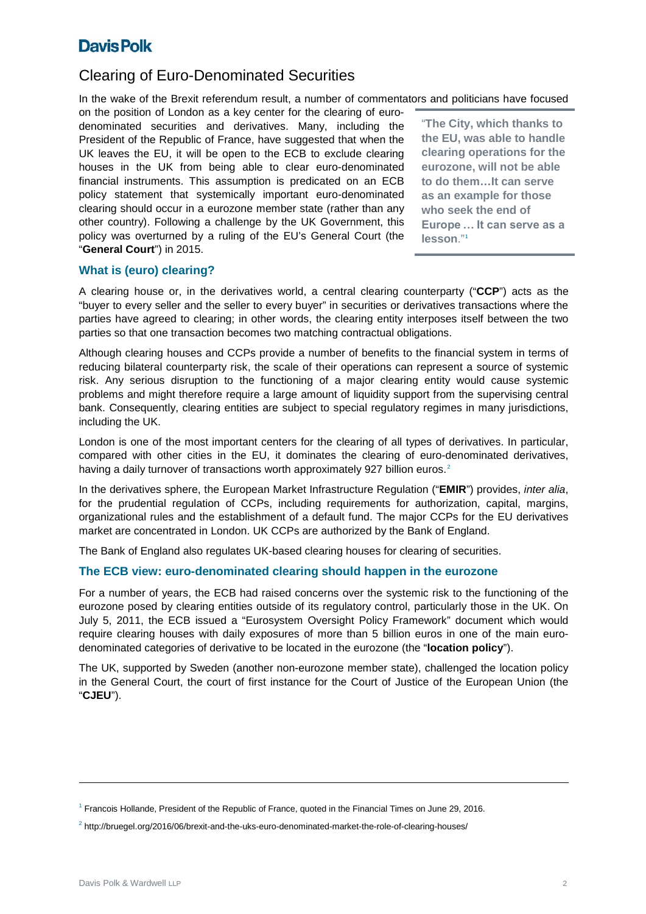## Clearing of Euro-Denominated Securities

In the wake of the Brexit referendum result, a number of commentators and politicians have focused on the position of London as a key center for the clearing of euro-denominated securities and derivatives. Many, including the President of the Republic of France, have suggested that when the UK leaves the EU, it will be open to the ECB to exclude clearing houses in the UK from being able to clear euro-denominated financial instruments. This assumption is predicated on an ECB policy statement that systemically important euro-denominated clearing should occur in a eurozone member state (rather than any other country). Following a challenge by the UK Government, this policy was overturned by a ruling of the EU's General Court (the "**General Court**") in 2015.

> "**The City, which thanks to the EU, was able to handle clearing operations for the eurozone, will not be able to do them…It can serve as an example for those who seek the end of Europe … It can serve as a lesson**."[1]

### What is (euro) clearing?

A clearing house or, in the derivatives world, a central clearing counterparty ("**CCP**") acts as the "buyer to every seller and the seller to every buyer" in securities or derivatives transactions where the parties have agreed to clearing; in other words, the clearing entity interposes itself between the two parties so that one transaction becomes two matching contractual obligations.

Although clearing houses and CCPs provide a number of benefits to the financial system in terms of reducing bilateral counterparty risk, the scale of their operations can represent a source of systemic risk. Any serious disruption to the functioning of a major clearing entity would cause systemic problems and might therefore require a large amount of liquidity support from the supervising central bank. Consequently, clearing entities are subject to special regulatory regimes in many jurisdictions, including the UK.

London is one of the most important centers for the clearing of all types of derivatives. In particular, compared with other cities in the EU, it dominates the clearing of euro-denominated derivatives, having a daily turnover of transactions worth approximately 927 billion euros.[2]

In the derivatives sphere, the European Market Infrastructure Regulation ("**EMIR**") provides, *inter alia*, for the prudential regulation of CCPs, including requirements for authorization, capital, margins, organizational rules and the establishment of a default fund. The major CCPs for the EU derivatives market are concentrated in London. UK CCPs are authorized by the Bank of England.

The Bank of England also regulates UK-based clearing houses for clearing of securities.

### The ECB view: euro-denominated clearing should happen in the eurozone

For a number of years, the ECB had raised concerns over the systemic risk to the functioning of the eurozone posed by clearing entities outside of its regulatory control, particularly those in the UK. On July 5, 2011, the ECB issued a "Eurosystem Oversight Policy Framework" document which would require clearing houses with daily exposures of more than 5 billion euros in one of the main euro-denominated categories of derivative to be located in the eurozone (the "**location policy**").

The UK, supported by Sweden (another non-eurozone member state), challenged the location policy in the General Court, the court of first instance for the Court of Justice of the European Union (the "**CJEU**").

---

[1] Francois Hollande, President of the Republic of France, quoted in the Financial Times on June 29, 2016.

[2] http://bruegel.org/2016/06/brexit-and-the-uks-euro-denominated-market-the-role-of-clearing-houses/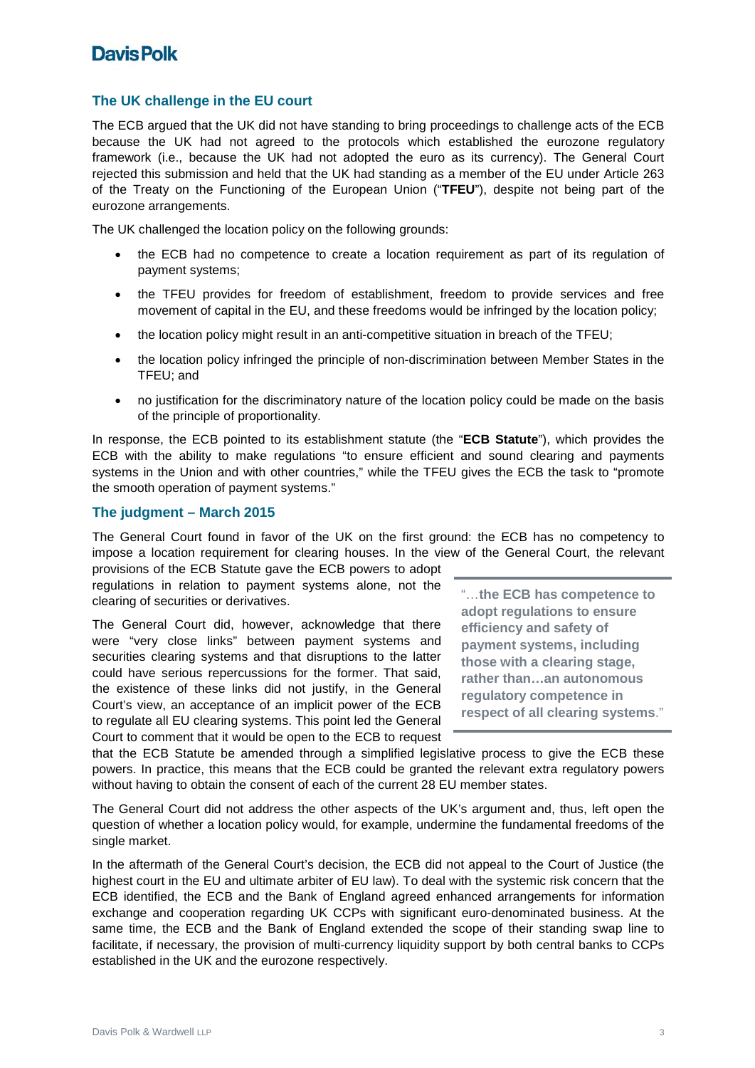## The UK challenge in the EU court

The ECB argued that the UK did not have standing to bring proceedings to challenge acts of the ECB because the UK had not agreed to the protocols which established the eurozone regulatory framework (i.e., because the UK had not adopted the euro as its currency). The General Court rejected this submission and held that the UK had standing as a member of the EU under Article 263 of the Treaty on the Functioning of the European Union ("**TFEU**"), despite not being part of the eurozone arrangements.

The UK challenged the location policy on the following grounds:

- the ECB had no competence to create a location requirement as part of its regulation of payment systems;
- the TFEU provides for freedom of establishment, freedom to provide services and free movement of capital in the EU, and these freedoms would be infringed by the location policy;
- the location policy might result in an anti-competitive situation in breach of the TFEU;
- the location policy infringed the principle of non-discrimination between Member States in the TFEU; and
- no justification for the discriminatory nature of the location policy could be made on the basis of the principle of proportionality.

In response, the ECB pointed to its establishment statute (the "**ECB Statute**"), which provides the ECB with the ability to make regulations "to ensure efficient and sound clearing and payments systems in the Union and with other countries," while the TFEU gives the ECB the task to "promote the smooth operation of payment systems."

## The judgment – March 2015

The General Court found in favor of the UK on the first ground: the ECB has no competency to impose a location requirement for clearing houses. In the view of the General Court, the relevant provisions of the ECB Statute gave the ECB powers to adopt regulations in relation to payment systems alone, not the clearing of securities or derivatives.

The General Court did, however, acknowledge that there were "very close links" between payment systems and securities clearing systems and that disruptions to the latter could have serious repercussions for the former. That said, the existence of these links did not justify, in the General Court's view, an acceptance of an implicit power of the ECB to regulate all EU clearing systems. This point led the General Court to comment that it would be open to the ECB to request that the ECB Statute be amended through a simplified legislative process to give the ECB these powers. In practice, this means that the ECB could be granted the relevant extra regulatory powers without having to obtain the consent of each of the current 28 EU member states.

> "…**the ECB has competence to adopt regulations to ensure efficiency and safety of payment systems, including those with a clearing stage, rather than…an autonomous regulatory competence in respect of all clearing systems**."

The General Court did not address the other aspects of the UK's argument and, thus, left open the question of whether a location policy would, for example, undermine the fundamental freedoms of the single market.

In the aftermath of the General Court's decision, the ECB did not appeal to the Court of Justice (the highest court in the EU and ultimate arbiter of EU law). To deal with the systemic risk concern that the ECB identified, the ECB and the Bank of England agreed enhanced arrangements for information exchange and cooperation regarding UK CCPs with significant euro-denominated business. At the same time, the ECB and the Bank of England extended the scope of their standing swap line to facilitate, if necessary, the provision of multi-currency liquidity support by both central banks to CCPs established in the UK and the eurozone respectively.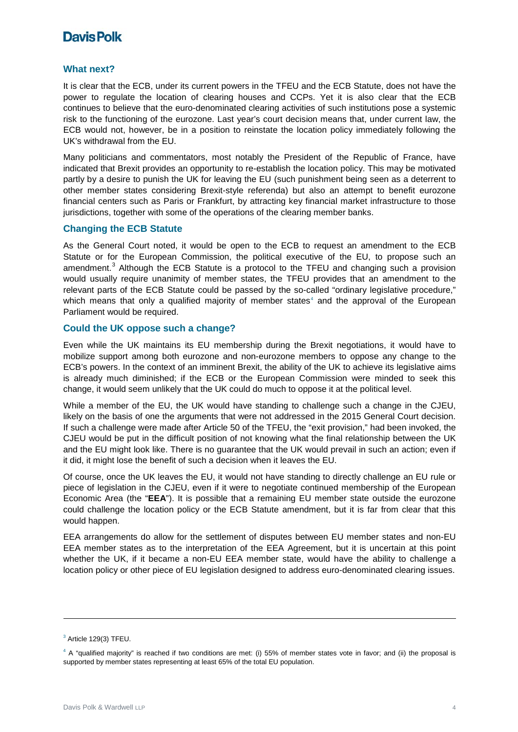## What next?

It is clear that the ECB, under its current powers in the TFEU and the ECB Statute, does not have the power to regulate the location of clearing houses and CCPs. Yet it is also clear that the ECB continues to believe that the euro-denominated clearing activities of such institutions pose a systemic risk to the functioning of the eurozone. Last year's court decision means that, under current law, the ECB would not, however, be in a position to reinstate the location policy immediately following the UK's withdrawal from the EU.

Many politicians and commentators, most notably the President of the Republic of France, have indicated that Brexit provides an opportunity to re-establish the location policy. This may be motivated partly by a desire to punish the UK for leaving the EU (such punishment being seen as a deterrent to other member states considering Brexit-style referenda) but also an attempt to benefit eurozone financial centers such as Paris or Frankfurt, by attracting key financial market infrastructure to those jurisdictions, together with some of the operations of the clearing member banks.

## Changing the ECB Statute

As the General Court noted, it would be open to the ECB to request an amendment to the ECB Statute or for the European Commission, the political executive of the EU, to propose such an amendment.[3] Although the ECB Statute is a protocol to the TFEU and changing such a provision would usually require unanimity of member states, the TFEU provides that an amendment to the relevant parts of the ECB Statute could be passed by the so-called "ordinary legislative procedure," which means that only a qualified majority of member states[4] and the approval of the European Parliament would be required.

## Could the UK oppose such a change?

Even while the UK maintains its EU membership during the Brexit negotiations, it would have to mobilize support among both eurozone and non-eurozone members to oppose any change to the ECB's powers. In the context of an imminent Brexit, the ability of the UK to achieve its legislative aims is already much diminished; if the ECB or the European Commission were minded to seek this change, it would seem unlikely that the UK could do much to oppose it at the political level.

While a member of the EU, the UK would have standing to challenge such a change in the CJEU, likely on the basis of one the arguments that were not addressed in the 2015 General Court decision. If such a challenge were made after Article 50 of the TFEU, the "exit provision," had been invoked, the CJEU would be put in the difficult position of not knowing what the final relationship between the UK and the EU might look like. There is no guarantee that the UK would prevail in such an action; even if it did, it might lose the benefit of such a decision when it leaves the EU.

Of course, once the UK leaves the EU, it would not have standing to directly challenge an EU rule or piece of legislation in the CJEU, even if it were to negotiate continued membership of the European Economic Area (the "**EEA**"). It is possible that a remaining EU member state outside the eurozone could challenge the location policy or the ECB Statute amendment, but it is far from clear that this would happen.

EEA arrangements do allow for the settlement of disputes between EU member states and non-EU EEA member states as to the interpretation of the EEA Agreement, but it is uncertain at this point whether the UK, if it became a non-EU EEA member state, would have the ability to challenge a location policy or other piece of EU legislation designed to address euro-denominated clearing issues.

---

[3] Article 129(3) TFEU.

[4] A "qualified majority" is reached if two conditions are met: (i) 55% of member states vote in favor; and (ii) the proposal is supported by member states representing at least 65% of the total EU population.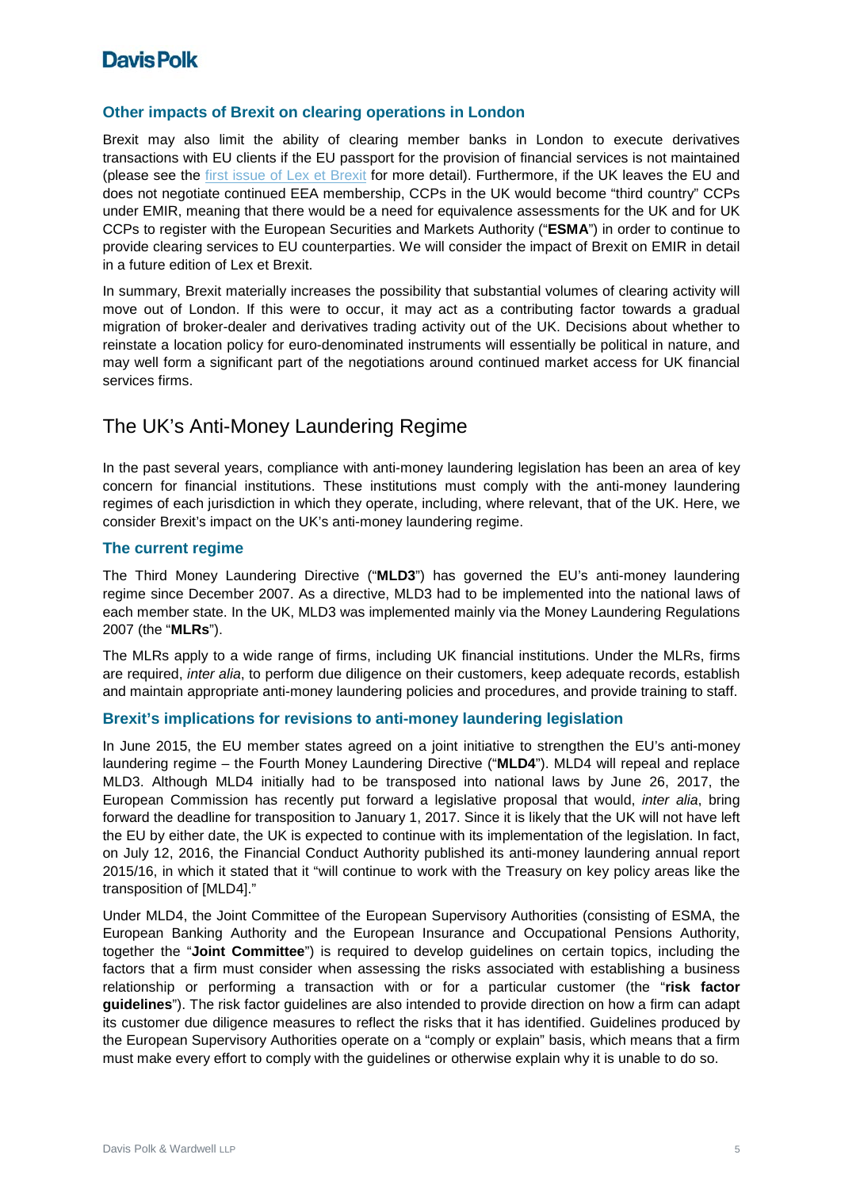### Other impacts of Brexit on clearing operations in London

Brexit may also limit the ability of clearing member banks in London to execute derivatives transactions with EU clients if the EU passport for the provision of financial services is not maintained (please see the first issue of Lex et Brexit for more detail). Furthermore, if the UK leaves the EU and does not negotiate continued EEA membership, CCPs in the UK would become "third country" CCPs under EMIR, meaning that there would be a need for equivalence assessments for the UK and for UK CCPs to register with the European Securities and Markets Authority ("**ESMA**") in order to continue to provide clearing services to EU counterparties. We will consider the impact of Brexit on EMIR in detail in a future edition of Lex et Brexit.

In summary, Brexit materially increases the possibility that substantial volumes of clearing activity will move out of London. If this were to occur, it may act as a contributing factor towards a gradual migration of broker-dealer and derivatives trading activity out of the UK. Decisions about whether to reinstate a location policy for euro-denominated instruments will essentially be political in nature, and may well form a significant part of the negotiations around continued market access for UK financial services firms.

## The UK's Anti-Money Laundering Regime

In the past several years, compliance with anti-money laundering legislation has been an area of key concern for financial institutions. These institutions must comply with the anti-money laundering regimes of each jurisdiction in which they operate, including, where relevant, that of the UK. Here, we consider Brexit's impact on the UK's anti-money laundering regime.

### The current regime

The Third Money Laundering Directive ("**MLD3**") has governed the EU's anti-money laundering regime since December 2007. As a directive, MLD3 had to be implemented into the national laws of each member state. In the UK, MLD3 was implemented mainly via the Money Laundering Regulations 2007 (the "**MLRs**").

The MLRs apply to a wide range of firms, including UK financial institutions. Under the MLRs, firms are required, *inter alia*, to perform due diligence on their customers, keep adequate records, establish and maintain appropriate anti-money laundering policies and procedures, and provide training to staff.

### Brexit's implications for revisions to anti-money laundering legislation

In June 2015, the EU member states agreed on a joint initiative to strengthen the EU's anti-money laundering regime – the Fourth Money Laundering Directive ("**MLD4**"). MLD4 will repeal and replace MLD3. Although MLD4 initially had to be transposed into national laws by June 26, 2017, the European Commission has recently put forward a legislative proposal that would, *inter alia*, bring forward the deadline for transposition to January 1, 2017. Since it is likely that the UK will not have left the EU by either date, the UK is expected to continue with its implementation of the legislation. In fact, on July 12, 2016, the Financial Conduct Authority published its anti-money laundering annual report 2015/16, in which it stated that it "will continue to work with the Treasury on key policy areas like the transposition of [MLD4]."

Under MLD4, the Joint Committee of the European Supervisory Authorities (consisting of ESMA, the European Banking Authority and the European Insurance and Occupational Pensions Authority, together the "**Joint Committee**") is required to develop guidelines on certain topics, including the factors that a firm must consider when assessing the risks associated with establishing a business relationship or performing a transaction with or for a particular customer (the "**risk factor guidelines**"). The risk factor guidelines are also intended to provide direction on how a firm can adapt its customer due diligence measures to reflect the risks that it has identified. Guidelines produced by the European Supervisory Authorities operate on a "comply or explain" basis, which means that a firm must make every effort to comply with the guidelines or otherwise explain why it is unable to do so.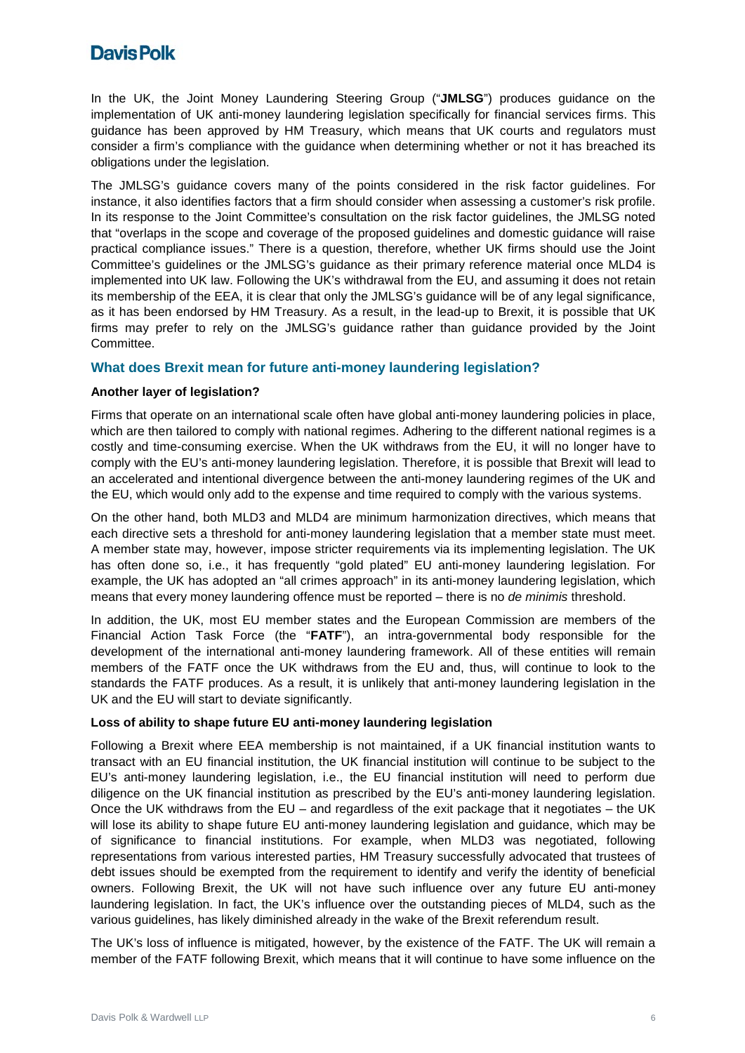In the UK, the Joint Money Laundering Steering Group ("**JMLSG**") produces guidance on the implementation of UK anti-money laundering legislation specifically for financial services firms. This guidance has been approved by HM Treasury, which means that UK courts and regulators must consider a firm's compliance with the guidance when determining whether or not it has breached its obligations under the legislation.

The JMLSG's guidance covers many of the points considered in the risk factor guidelines. For instance, it also identifies factors that a firm should consider when assessing a customer's risk profile. In its response to the Joint Committee's consultation on the risk factor guidelines, the JMLSG noted that "overlaps in the scope and coverage of the proposed guidelines and domestic guidance will raise practical compliance issues." There is a question, therefore, whether UK firms should use the Joint Committee's guidelines or the JMLSG's guidance as their primary reference material once MLD4 is implemented into UK law. Following the UK's withdrawal from the EU, and assuming it does not retain its membership of the EEA, it is clear that only the JMLSG's guidance will be of any legal significance, as it has been endorsed by HM Treasury. As a result, in the lead-up to Brexit, it is possible that UK firms may prefer to rely on the JMLSG's guidance rather than guidance provided by the Joint Committee.

## What does Brexit mean for future anti-money laundering legislation?

### Another layer of legislation?

Firms that operate on an international scale often have global anti-money laundering policies in place, which are then tailored to comply with national regimes. Adhering to the different national regimes is a costly and time-consuming exercise. When the UK withdraws from the EU, it will no longer have to comply with the EU's anti-money laundering legislation. Therefore, it is possible that Brexit will lead to an accelerated and intentional divergence between the anti-money laundering regimes of the UK and the EU, which would only add to the expense and time required to comply with the various systems.

On the other hand, both MLD3 and MLD4 are minimum harmonization directives, which means that each directive sets a threshold for anti-money laundering legislation that a member state must meet. A member state may, however, impose stricter requirements via its implementing legislation. The UK has often done so, i.e., it has frequently "gold plated" EU anti-money laundering legislation. For example, the UK has adopted an "all crimes approach" in its anti-money laundering legislation, which means that every money laundering offence must be reported – there is no *de minimis* threshold.

In addition, the UK, most EU member states and the European Commission are members of the Financial Action Task Force (the "**FATF**"), an intra-governmental body responsible for the development of the international anti-money laundering framework. All of these entities will remain members of the FATF once the UK withdraws from the EU and, thus, will continue to look to the standards the FATF produces. As a result, it is unlikely that anti-money laundering legislation in the UK and the EU will start to deviate significantly.

### Loss of ability to shape future EU anti-money laundering legislation

Following a Brexit where EEA membership is not maintained, if a UK financial institution wants to transact with an EU financial institution, the UK financial institution will continue to be subject to the EU's anti-money laundering legislation, i.e., the EU financial institution will need to perform due diligence on the UK financial institution as prescribed by the EU's anti-money laundering legislation. Once the UK withdraws from the EU – and regardless of the exit package that it negotiates – the UK will lose its ability to shape future EU anti-money laundering legislation and guidance, which may be of significance to financial institutions. For example, when MLD3 was negotiated, following representations from various interested parties, HM Treasury successfully advocated that trustees of debt issues should be exempted from the requirement to identify and verify the identity of beneficial owners. Following Brexit, the UK will not have such influence over any future EU anti-money laundering legislation. In fact, the UK's influence over the outstanding pieces of MLD4, such as the various guidelines, has likely diminished already in the wake of the Brexit referendum result.

The UK's loss of influence is mitigated, however, by the existence of the FATF. The UK will remain a member of the FATF following Brexit, which means that it will continue to have some influence on the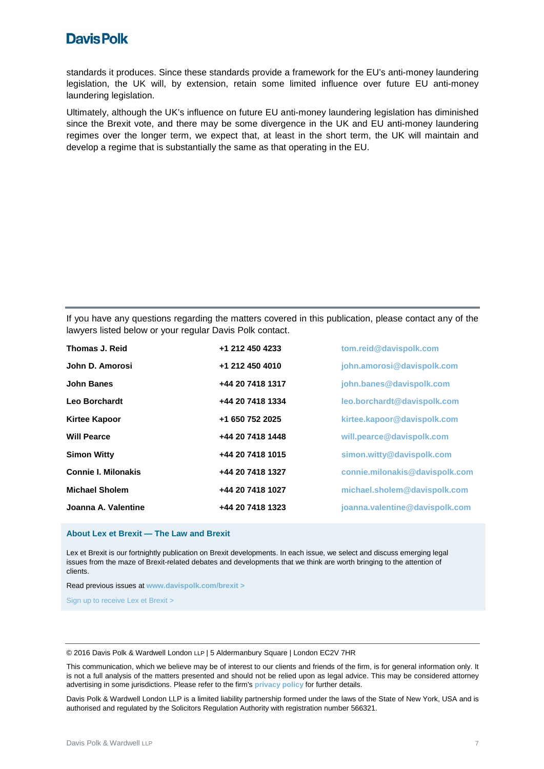standards it produces. Since these standards provide a framework for the EU's anti-money laundering legislation, the UK will, by extension, retain some limited influence over future EU anti-money laundering legislation.

Ultimately, although the UK's influence on future EU anti-money laundering legislation has diminished since the Brexit vote, and there may be some divergence in the UK and EU anti-money laundering regimes over the longer term, we expect that, at least in the short term, the UK will maintain and develop a regime that is substantially the same as that operating in the EU.

---

If you have any questions regarding the matters covered in this publication, please contact any of the lawyers listed below or your regular Davis Polk contact.

| | | |
|---|---|---|
| **Thomas J. Reid** | **+1 212 450 4233** | tom.reid@davispolk.com |
| **John D. Amorosi** | **+1 212 450 4010** | john.amorosi@davispolk.com |
| **John Banes** | **+44 20 7418 1317** | john.banes@davispolk.com |
| **Leo Borchardt** | **+44 20 7418 1334** | leo.borchardt@davispolk.com |
| **Kirtee Kapoor** | **+1 650 752 2025** | kirtee.kapoor@davispolk.com |
| **Will Pearce** | **+44 20 7418 1448** | will.pearce@davispolk.com |
| **Simon Witty** | **+44 20 7418 1015** | simon.witty@davispolk.com |
| **Connie I. Milonakis** | **+44 20 7418 1327** | connie.milonakis@davispolk.com |
| **Michael Sholem** | **+44 20 7418 1027** | michael.sholem@davispolk.com |
| **Joanna A. Valentine** | **+44 20 7418 1323** | joanna.valentine@davispolk.com |

### About Lex et Brexit — The Law and Brexit

Lex et Brexit is our fortnightly publication on Brexit developments. In each issue, we select and discuss emerging legal issues from the maze of Brexit-related debates and developments that we think are worth bringing to the attention of clients.

Read previous issues at **www.davispolk.com/brexit >**

Sign up to receive Lex et Brexit >

---

© 2016 Davis Polk & Wardwell London LLP | 5 Aldermanbury Square | London EC2V 7HR

This communication, which we believe may be of interest to our clients and friends of the firm, is for general information only. It is not a full analysis of the matters presented and should not be relied upon as legal advice. This may be considered attorney advertising in some jurisdictions. Please refer to the firm's **privacy policy** for further details.

Davis Polk & Wardwell London LLP is a limited liability partnership formed under the laws of the State of New York, USA and is authorised and regulated by the Solicitors Regulation Authority with registration number 566321.